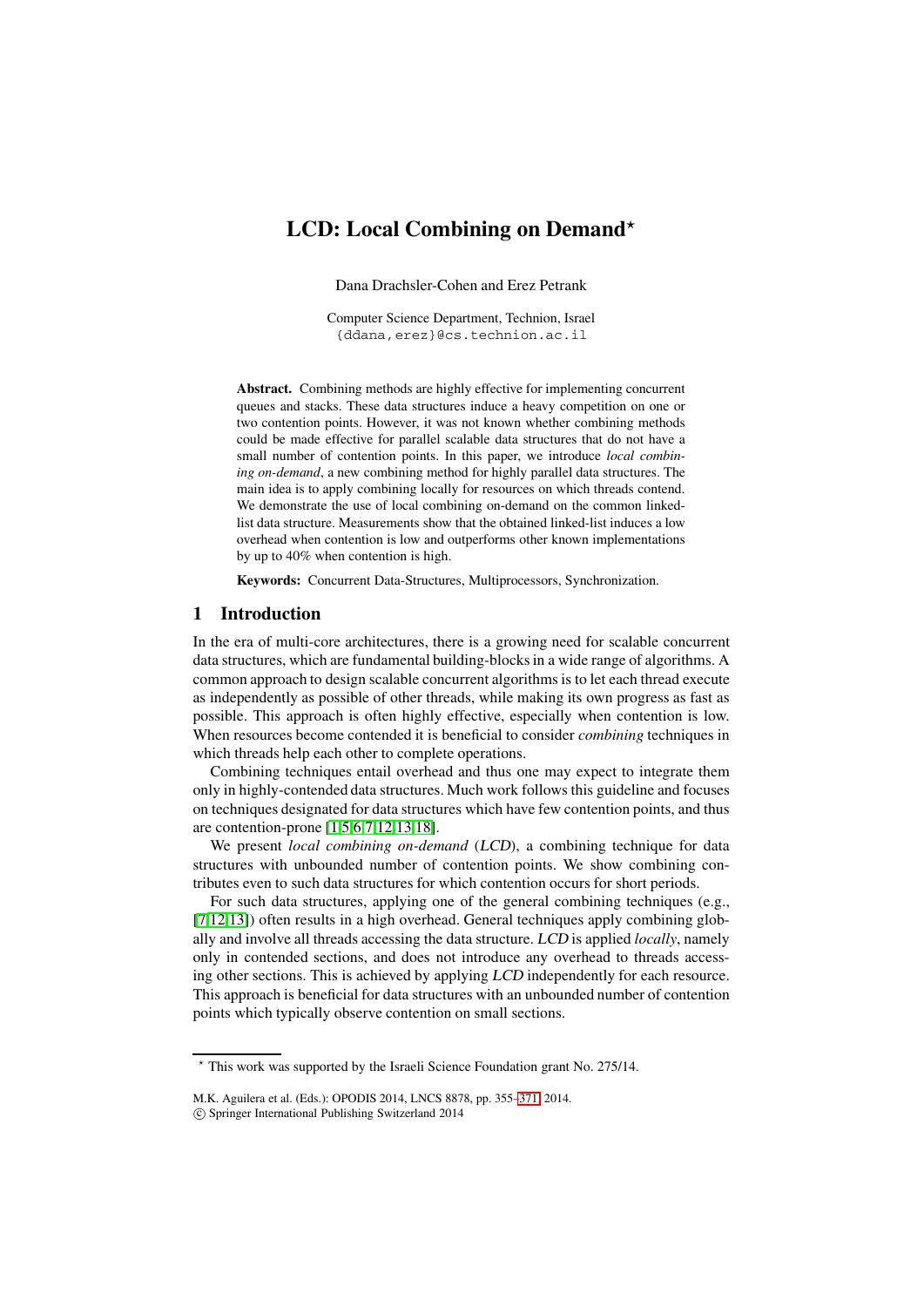# LCD: Local Combining on Demand*

Dana Drachsler-Cohen and Erez Petrank

Computer Science Department, Technion, Israel
{ddana,erez}@cs.technion.ac.il

**Abstract.** Combining methods are highly effective for implementing concurrent queues and stacks. These data structures induce a heavy competition on one or two contention points. However, it was not known whether combining methods could be made effective for parallel scalable data structures that do not have a small number of contention points. In this paper, we introduce *local combining on-demand*, a new combining method for highly parallel data structures. The main idea is to apply combining locally for resources on which threads contend. We demonstrate the use of local combining on-demand on the common linked-list data structure. Measurements show that the obtained linked-list induces a low overhead when contention is low and outperforms other known implementations by up to 40% when contention is high.

**Keywords:** Concurrent Data-Structures, Multiprocessors, Synchronization.

## 1 Introduction

In the era of multi-core architectures, there is a growing need for scalable concurrent data structures, which are fundamental building-blocks in a wide range of algorithms. A common approach to design scalable concurrent algorithms is to let each thread execute as independently as possible of other threads, while making its own progress as fast as possible. This approach is often highly effective, especially when contention is low. When resources become contended it is beneficial to consider *combining* techniques in which threads help each other to complete operations.

Combining techniques entail overhead and thus one may expect to integrate them only in highly-contended data structures. Much work follows this guideline and focuses on techniques designated for data structures which have few contention points, and thus are contention-prone [1,5,6,7,12,13,18].

We present *local combining on-demand* (*LCD*), a combining technique for data structures with unbounded number of contention points. We show combining contributes even to such data structures for which contention occurs for short periods.

For such data structures, applying one of the general combining techniques (e.g., [7,12,13]) often results in a high overhead. General techniques apply combining globally and involve all threads accessing the data structure. *LCD* is applied *locally*, namely only in contended sections, and does not introduce any overhead to threads accessing other sections. This is achieved by applying *LCD* independently for each resource. This approach is beneficial for data structures with an unbounded number of contention points which typically observe contention on small sections.

* This work was supported by the Israeli Science Foundation grant No. 275/14.

M.K. Aguilera et al. (Eds.): OPODIS 2014, LNCS 8878, pp. 355–371, 2014.
© Springer International Publishing Switzerland 2014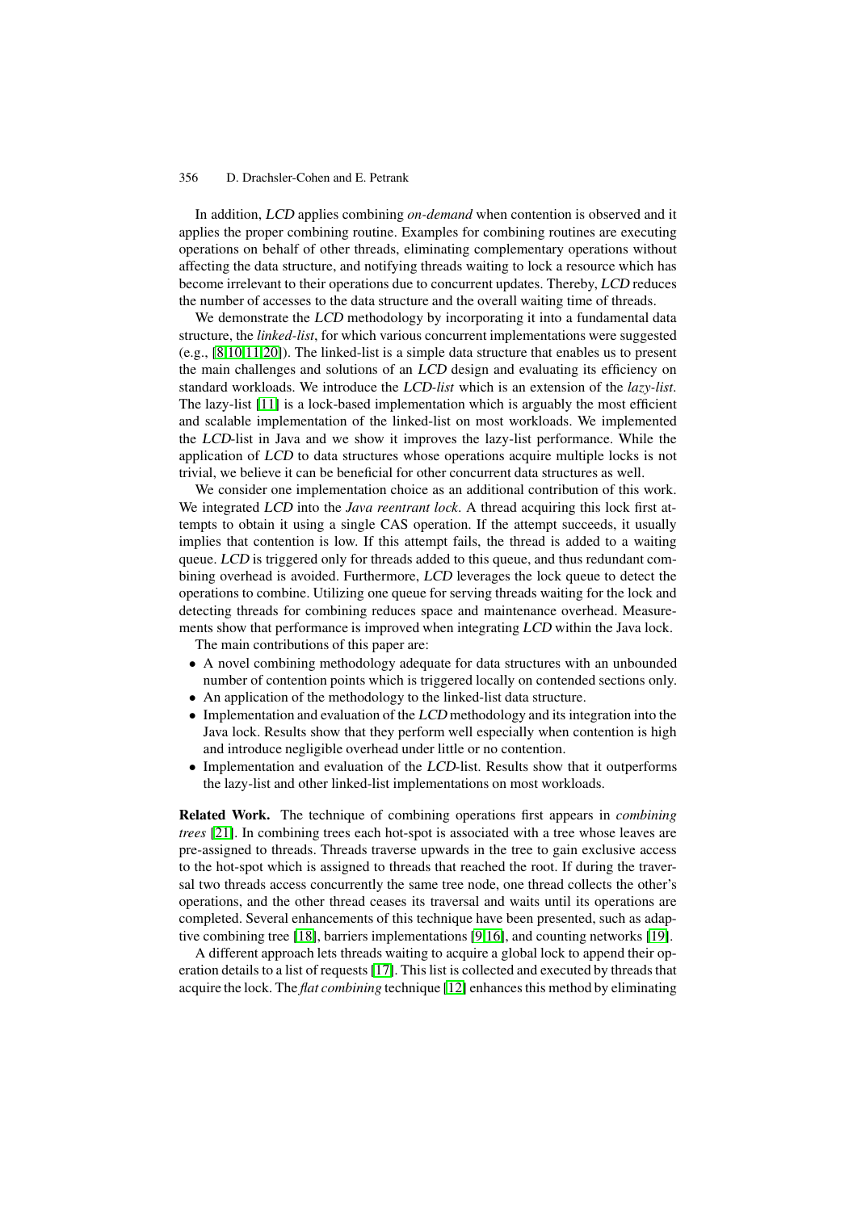In addition, *LCD* applies combining *on-demand* when contention is observed and it applies the proper combining routine. Examples for combining routines are executing operations on behalf of other threads, eliminating complementary operations without affecting the data structure, and notifying threads waiting to lock a resource which has become irrelevant to their operations due to concurrent updates. Thereby, *LCD* reduces the number of accesses to the data structure and the overall waiting time of threads.

We demonstrate the *LCD* methodology by incorporating it into a fundamental data structure, the *linked-list*, for which various concurrent implementations were suggested (e.g., [8,10,11,20]). The linked-list is a simple data structure that enables us to present the main challenges and solutions of an *LCD* design and evaluating its efficiency on standard workloads. We introduce the *LCD-list* which is an extension of the *lazy-list*. The lazy-list [11] is a lock-based implementation which is arguably the most efficient and scalable implementation of the linked-list on most workloads. We implemented the *LCD*-list in Java and we show it improves the lazy-list performance. While the application of *LCD* to data structures whose operations acquire multiple locks is not trivial, we believe it can be beneficial for other concurrent data structures as well.

We consider one implementation choice as an additional contribution of this work. We integrated *LCD* into the *Java reentrant lock*. A thread acquiring this lock first attempts to obtain it using a single CAS operation. If the attempt succeeds, it usually implies that contention is low. If this attempt fails, the thread is added to a waiting queue. *LCD* is triggered only for threads added to this queue, and thus redundant combining overhead is avoided. Furthermore, *LCD* leverages the lock queue to detect the operations to combine. Utilizing one queue for serving threads waiting for the lock and detecting threads for combining reduces space and maintenance overhead. Measurements show that performance is improved when integrating *LCD* within the Java lock.

The main contributions of this paper are:

- A novel combining methodology adequate for data structures with an unbounded number of contention points which is triggered locally on contended sections only.
- An application of the methodology to the linked-list data structure.
- Implementation and evaluation of the *LCD* methodology and its integration into the Java lock. Results show that they perform well especially when contention is high and introduce negligible overhead under little or no contention.
- Implementation and evaluation of the *LCD*-list. Results show that it outperforms the lazy-list and other linked-list implementations on most workloads.

**Related Work.** The technique of combining operations first appears in *combining trees* [21]. In combining trees each hot-spot is associated with a tree whose leaves are pre-assigned to threads. Threads traverse upwards in the tree to gain exclusive access to the hot-spot which is assigned to threads that reached the root. If during the traversal two threads access concurrently the same tree node, one thread collects the other's operations, and the other thread ceases its traversal and waits until its operations are completed. Several enhancements of this technique have been presented, such as adaptive combining tree [18], barriers implementations [9,16], and counting networks [19].

A different approach lets threads waiting to acquire a global lock to append their operation details to a list of requests [17]. This list is collected and executed by threads that acquire the lock. The *flat combining* technique [12] enhances this method by eliminating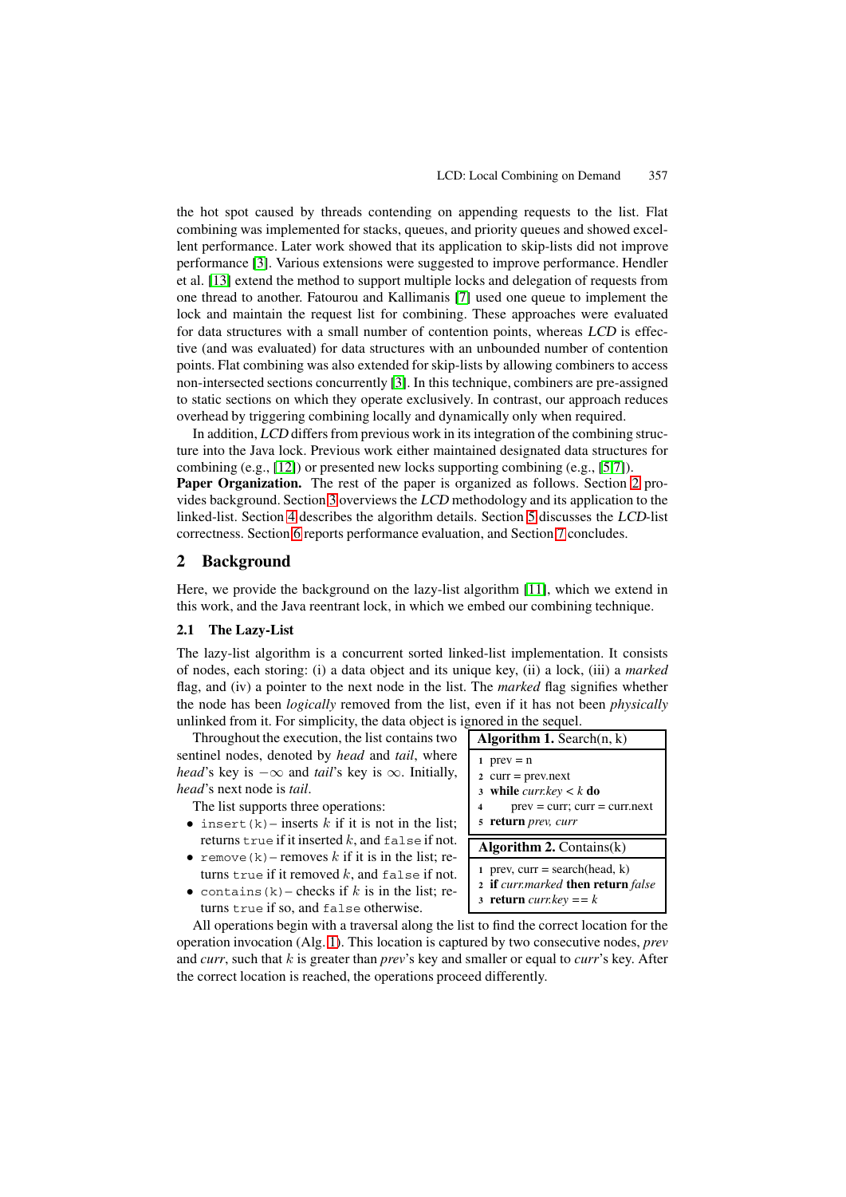the hot spot caused by threads contending on appending requests to the list. Flat combining was implemented for stacks, queues, and priority queues and showed excellent performance. Later work showed that its application to skip-lists did not improve performance [3]. Various extensions were suggested to improve performance. Hendler et al. [13] extend the method to support multiple locks and delegation of requests from one thread to another. Fatourou and Kallimanis [7] used one queue to implement the lock and maintain the request list for combining. These approaches were evaluated for data structures with a small number of contention points, whereas *LCD* is effective (and was evaluated) for data structures with an unbounded number of contention points. Flat combining was also extended for skip-lists by allowing combiners to access non-intersected sections concurrently [3]. In this technique, combiners are pre-assigned to static sections on which they operate exclusively. In contrast, our approach reduces overhead by triggering combining locally and dynamically only when required.

In addition, *LCD* differs from previous work in its integration of the combining structure into the Java lock. Previous work either maintained designated data structures for combining (e.g., [12]) or presented new locks supporting combining (e.g., [5,7]).

**Paper Organization.** The rest of the paper is organized as follows. Section 2 provides background. Section 3 overviews the *LCD* methodology and its application to the linked-list. Section 4 describes the algorithm details. Section 5 discusses the *LCD*-list correctness. Section 6 reports performance evaluation, and Section 7 concludes.

## 2 Background

Here, we provide the background on the lazy-list algorithm [11], which we extend in this work, and the Java reentrant lock, in which we embed our combining technique.

### 2.1 The Lazy-List

The lazy-list algorithm is a concurrent sorted linked-list implementation. It consists of nodes, each storing: (i) a data object and its unique key, (ii) a lock, (iii) a *marked* flag, and (iv) a pointer to the next node in the list. The *marked* flag signifies whether the node has been *logically* removed from the list, even if it has not been *physically* unlinked from it. For simplicity, the data object is ignored in the sequel.

Throughout the execution, the list contains two sentinel nodes, denoted by *head* and *tail*, where *head*'s key is $-\infty$ and *tail*'s key is $\infty$. Initially, *head*'s next node is *tail*.

The list supports three operations:

- `insert(k)` – inserts $k$ if it is not in the list; returns `true` if it inserted $k$, and `false` if not.
- `remove(k)` – removes $k$ if it is in the list; returns `true` if it removed $k$, and `false` if not.
- `contains(k)` – checks if $k$ is in the list; returns `true` if so, and `false` otherwise.

**Algorithm 1.** Search(n, k)

```
1 prev = n
2 curr = prev.next
3 while curr.key < k do
4     prev = curr; curr = curr.next
5 return prev, curr
```

**Algorithm 2.** Contains(k)

```
1 prev, curr = search(head, k)
2 if curr.marked then return false
3 return curr.key == k
```

All operations begin with a traversal along the list to find the correct location for the operation invocation (Alg. 1). This location is captured by two consecutive nodes, *prev* and *curr*, such that $k$ is greater than *prev*'s key and smaller or equal to *curr*'s key. After the correct location is reached, the operations proceed differently.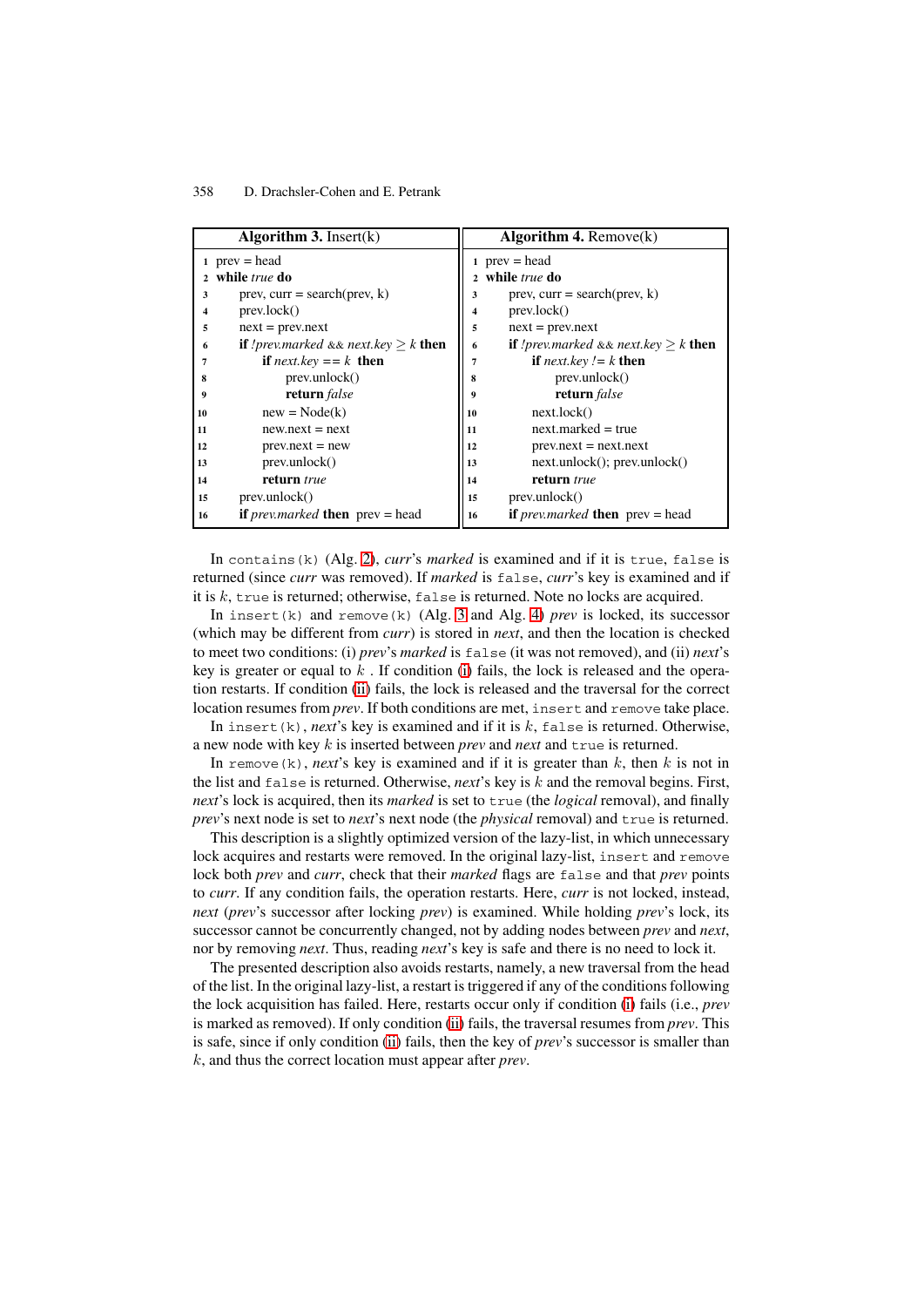**Algorithm 3.** Insert(k)

```
1  prev = head
2  while true do
3      prev, curr = search(prev, k)
4      prev.lock()
5      next = prev.next
6      if !prev.marked && next.key ≥ k then
7          if next.key == k then
8              prev.unlock()
9              return false
10         new = Node(k)
11         new.next = next
12         prev.next = new
13         prev.unlock()
14         return true
15     prev.unlock()
16     if prev.marked then prev = head
```

**Algorithm 4.** Remove(k)

```
1  prev = head
2  while true do
3      prev, curr = search(prev, k)
4      prev.lock()
5      next = prev.next
6      if !prev.marked && next.key ≥ k then
7          if next.key != k then
8              prev.unlock()
9              return false
10         next.lock()
11         next.marked = true
12         prev.next = next.next
13         next.unlock(); prev.unlock()
14         return true
15     prev.unlock()
16     if prev.marked then prev = head
```

In `contains(k)` (Alg. 2), *curr*'s *marked* is examined and if it is `true`, `false` is returned (since *curr* was removed). If *marked* is `false`, *curr*'s key is examined and if it is $k$, `true` is returned; otherwise, `false` is returned. Note no locks are acquired.

In `insert(k)` and `remove(k)` (Alg. 3 and Alg. 4) *prev* is locked, its successor (which may be different from *curr*) is stored in *next*, and then the location is checked to meet two conditions: (i) *prev*'s *marked* is `false` (it was not removed), and (ii) *next*'s key is greater or equal to $k$ . If condition (i) fails, the lock is released and the operation restarts. If condition (ii) fails, the lock is released and the traversal for the correct location resumes from *prev*. If both conditions are met, `insert` and `remove` take place.

In `insert(k)`, *next*'s key is examined and if it is $k$, `false` is returned. Otherwise, a new node with key $k$ is inserted between *prev* and *next* and `true` is returned.

In `remove(k)`, *next*'s key is examined and if it is greater than $k$, then $k$ is not in the list and `false` is returned. Otherwise, *next*'s key is $k$ and the removal begins. First, *next*'s lock is acquired, then its *marked* is set to `true` (the *logical* removal), and finally *prev*'s next node is set to *next*'s next node (the *physical* removal) and `true` is returned.

This description is a slightly optimized version of the lazy-list, in which unnecessary lock acquires and restarts were removed. In the original lazy-list, `insert` and `remove` lock both *prev* and *curr*, check that their *marked* flags are `false` and that *prev* points to *curr*. If any condition fails, the operation restarts. Here, *curr* is not locked, instead, *next* (*prev*'s successor after locking *prev*) is examined. While holding *prev*'s lock, its successor cannot be concurrently changed, not by adding nodes between *prev* and *next*, nor by removing *next*. Thus, reading *next*'s key is safe and there is no need to lock it.

The presented description also avoids restarts, namely, a new traversal from the head of the list. In the original lazy-list, a restart is triggered if any of the conditions following the lock acquisition has failed. Here, restarts occur only if condition (i) fails (i.e., *prev* is marked as removed). If only condition (ii) fails, the traversal resumes from *prev*. This is safe, since if only condition (ii) fails, then the key of *prev*'s successor is smaller than $k$, and thus the correct location must appear after *prev*.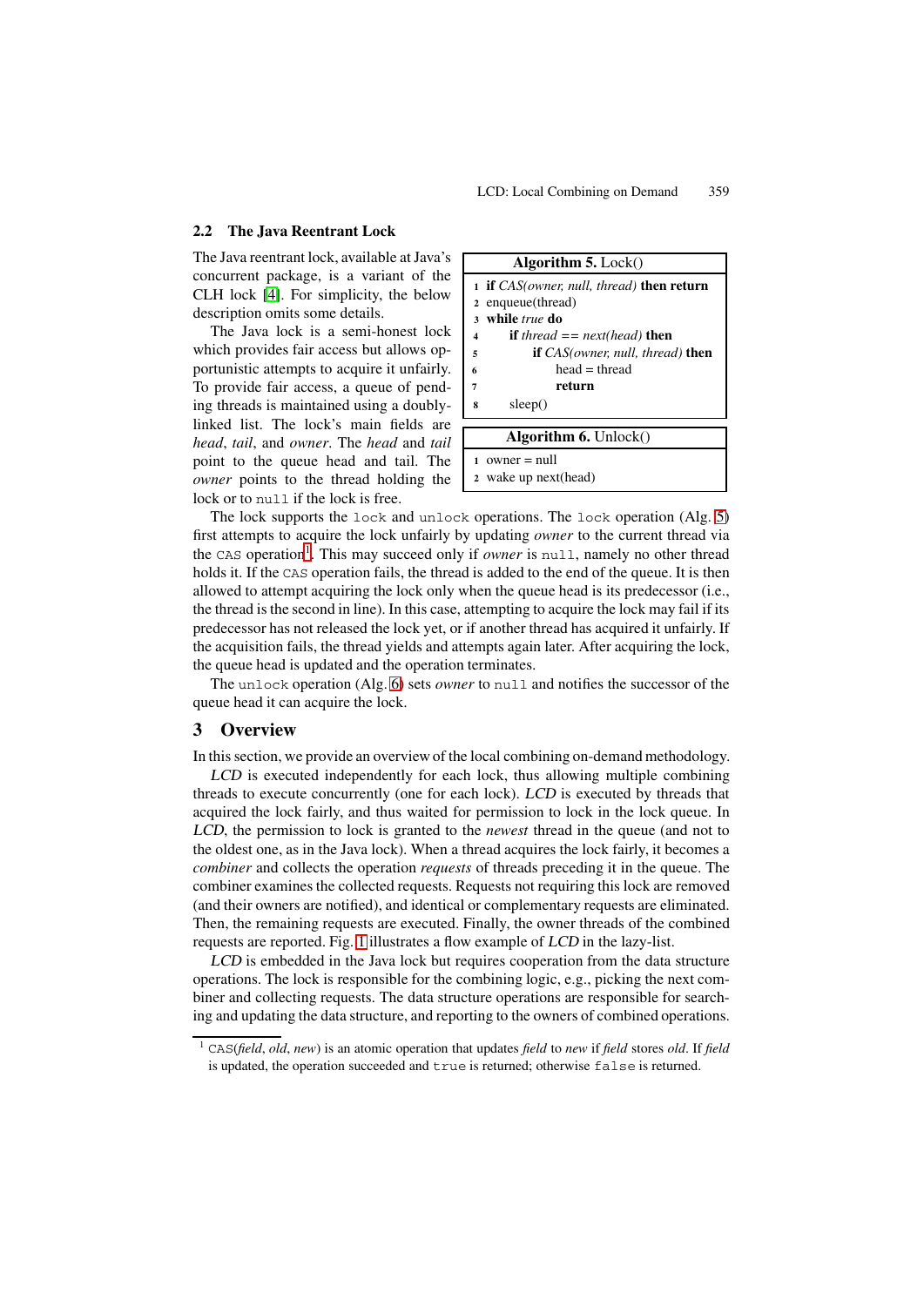### 2.2 The Java Reentrant Lock

The Java reentrant lock, available at Java's concurrent package, is a variant of the CLH lock [4]. For simplicity, the below description omits some details.

The Java lock is a semi-honest lock which provides fair access but allows opportunistic attempts to acquire it unfairly. To provide fair access, a queue of pending threads is maintained using a doubly-linked list. The lock's main fields are *head*, *tail*, and *owner*. The *head* and *tail* point to the queue head and tail. The *owner* points to the thread holding the lock or to `null` if the lock is free.

**Algorithm 5.** Lock()

```
1 if CAS(owner, null, thread) then return
2 enqueue(thread)
3 while true do
4     if thread == next(head) then
5         if CAS(owner, null, thread) then
6             head = thread
7             return
8     sleep()
```

**Algorithm 6.** Unlock()

```
1 owner = null
2 wake up next(head)
```

The lock supports the `lock` and `unlock` operations. The `lock` operation (Alg. 5) first attempts to acquire the lock unfairly by updating *owner* to the current thread via the `CAS` operation[1]. This may succeed only if *owner* is `null`, namely no other thread holds it. If the `CAS` operation fails, the thread is added to the end of the queue. It is then allowed to attempt acquiring the lock only when the queue head is its predecessor (i.e., the thread is the second in line). In this case, attempting to acquire the lock may fail if its predecessor has not released the lock yet, or if another thread has acquired it unfairly. If the acquisition fails, the thread yields and attempts again later. After acquiring the lock, the queue head is updated and the operation terminates.

The `unlock` operation (Alg. 6) sets *owner* to `null` and notifies the successor of the queue head it can acquire the lock.

## 3 Overview

In this section, we provide an overview of the local combining on-demand methodology.

*LCD* is executed independently for each lock, thus allowing multiple combining threads to execute concurrently (one for each lock). *LCD* is executed by threads that acquired the lock fairly, and thus waited for permission to lock in the lock queue. In *LCD*, the permission to lock is granted to the *newest* thread in the queue (and not to the oldest one, as in the Java lock). When a thread acquires the lock fairly, it becomes a *combiner* and collects the operation *requests* of threads preceding it in the queue. The combiner examines the collected requests. Requests not requiring this lock are removed (and their owners are notified), and identical or complementary requests are eliminated. Then, the remaining requests are executed. Finally, the owner threads of the combined requests are reported. Fig. 1 illustrates a flow example of *LCD* in the lazy-list.

*LCD* is embedded in the Java lock but requires cooperation from the data structure operations. The lock is responsible for the combining logic, e.g., picking the next combiner and collecting requests. The data structure operations are responsible for searching and updating the data structure, and reporting to the owners of combined operations.

[1] `CAS`(*field*, *old*, *new*) is an atomic operation that updates *field* to *new* if *field* stores *old*. If *field* is updated, the operation succeeded and `true` is returned; otherwise `false` is returned.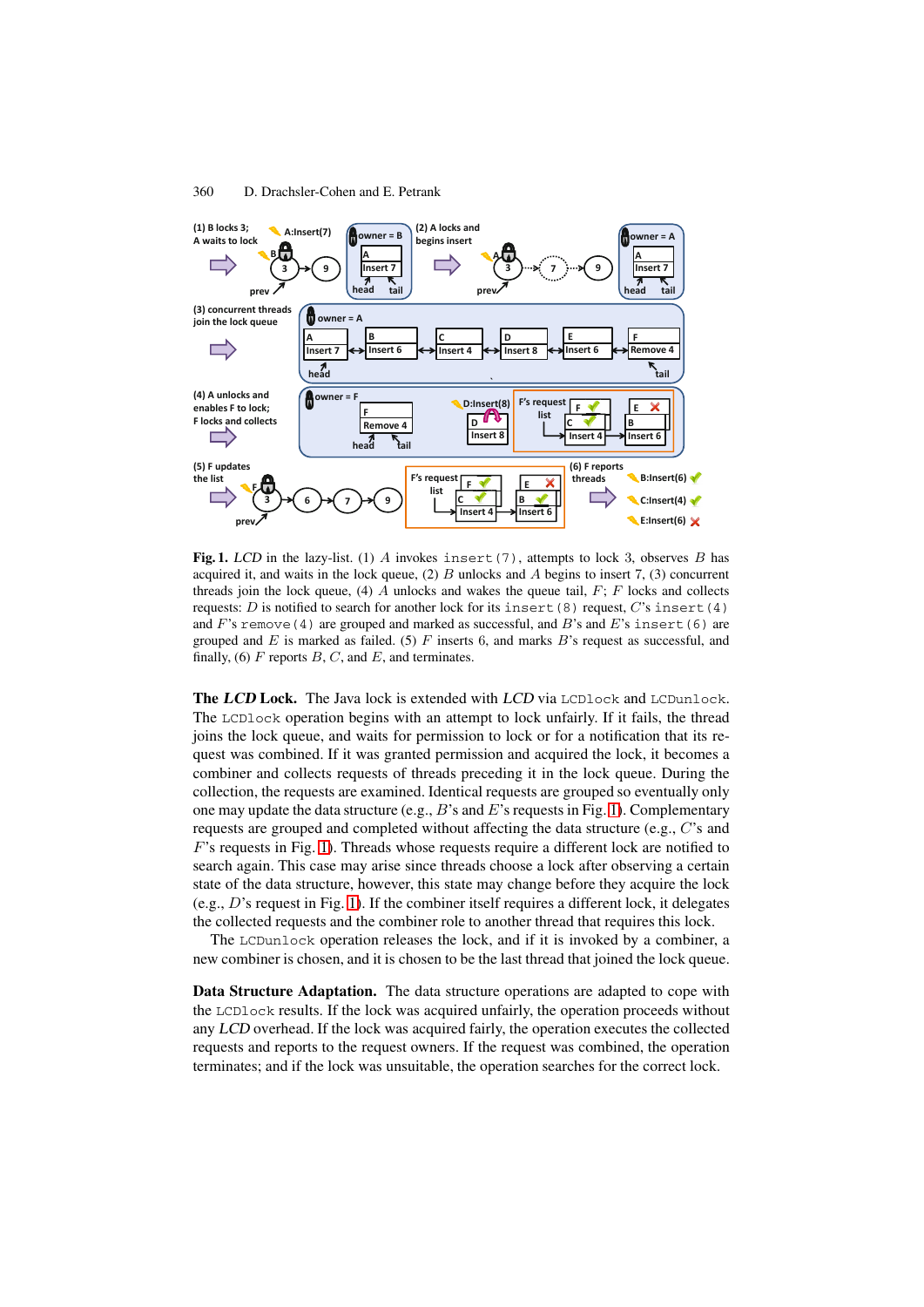**Fig. 1.** *LCD* in the lazy-list. (1) $A$ invokes `insert(7)`, attempts to lock 3, observes $B$ has acquired it, and waits in the lock queue, (2) $B$ unlocks and $A$ begins to insert 7, (3) concurrent threads join the lock queue, (4) $A$ unlocks and wakes the queue tail, $F$; $F$ locks and collects requests: $D$ is notified to search for another lock for its `insert(8)` request, $C$'s `insert(4)` and $F$'s `remove(4)` are grouped and marked as successful, and $B$'s and $E$'s `insert(6)` are grouped and $E$ is marked as failed. (5) $F$ inserts 6, and marks $B$'s request as successful, and finally, (6) $F$ reports $B$, $C$, and $E$, and terminates.

**The *LCD* Lock.** The Java lock is extended with *LCD* via `LCDlock` and `LCDunlock`. The `LCDlock` operation begins with an attempt to lock unfairly. If it fails, the thread joins the lock queue, and waits for permission to lock or for a notification that its request was combined. If it was granted permission and acquired the lock, it becomes a combiner and collects requests of threads preceding it in the lock queue. During the collection, the requests are examined. Identical requests are grouped so eventually only one may update the data structure (e.g., $B$'s and $E$'s requests in Fig. 1). Complementary requests are grouped and completed without affecting the data structure (e.g., $C$'s and $F$'s requests in Fig. 1). Threads whose requests require a different lock are notified to search again. This case may arise since threads choose a lock after observing a certain state of the data structure, however, this state may change before they acquire the lock (e.g., $D$'s request in Fig. 1). If the combiner itself requires a different lock, it delegates the collected requests and the combiner role to another thread that requires this lock.

The `LCDunlock` operation releases the lock, and if it is invoked by a combiner, a new combiner is chosen, and it is chosen to be the last thread that joined the lock queue.

**Data Structure Adaptation.** The data structure operations are adapted to cope with the `LCDlock` results. If the lock was acquired unfairly, the operation proceeds without any *LCD* overhead. If the lock was acquired fairly, the operation executes the collected requests and reports to the request owners. If the request was combined, the operation terminates; and if the lock was unsuitable, the operation searches for the correct lock.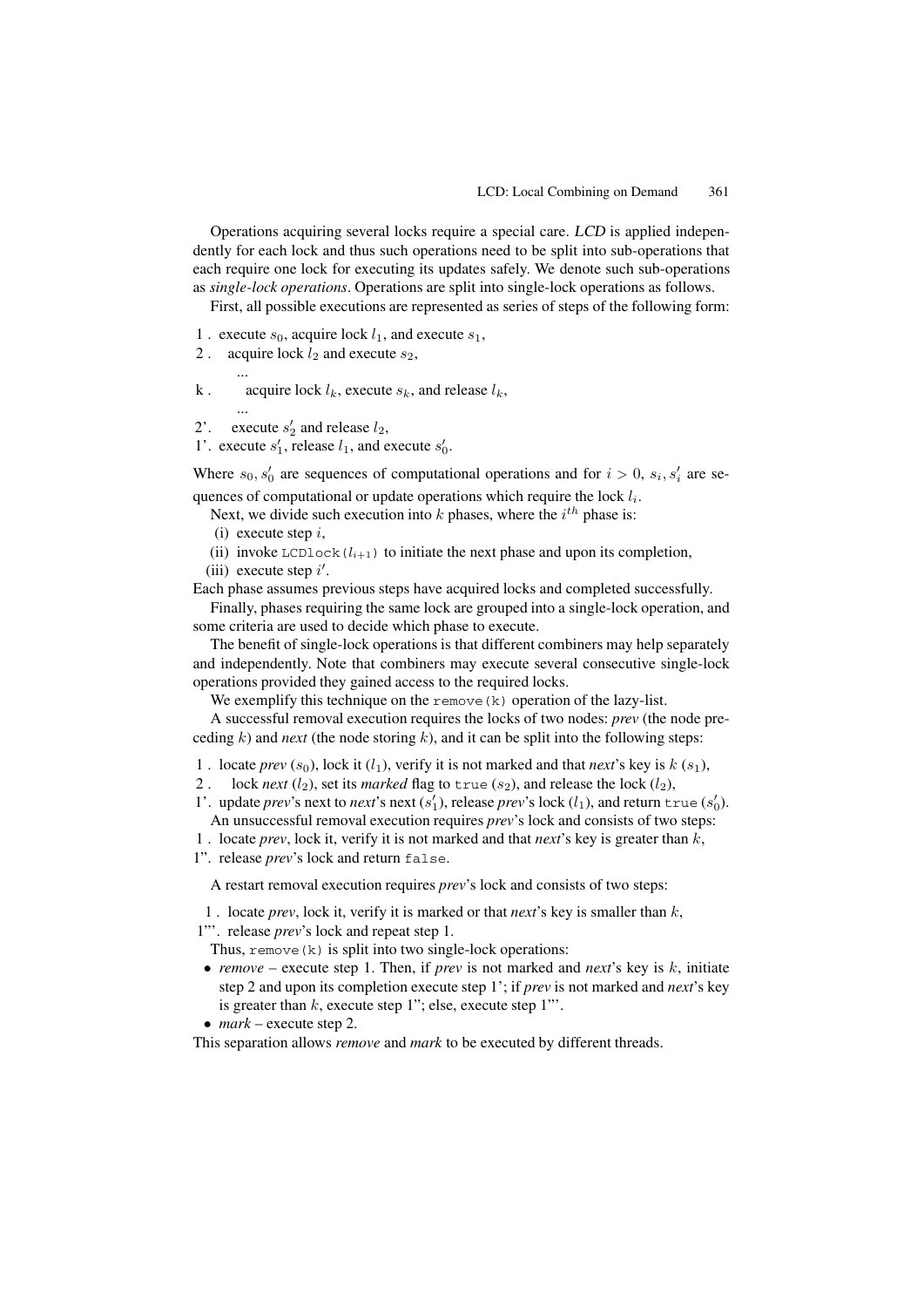Operations acquiring several locks require a special care. *LCD* is applied independently for each lock and thus such operations need to be split into sub-operations that each require one lock for executing its updates safely. We denote such sub-operations as *single-lock operations*. Operations are split into single-lock operations as follows.

First, all possible executions are represented as series of steps of the following form:

1 . execute $s_0$, acquire lock $l_1$, and execute $s_1$,
2 . acquire lock $l_2$ and execute $s_2$,
...
k . acquire lock $l_k$, execute $s_k$, and release $l_k$,
...
2'. execute $s_2'$ and release $l_2$,
1'. execute $s_1'$, release $l_1$, and execute $s_0'$.

Where $s_0, s_0'$ are sequences of computational operations and for $i > 0$, $s_i, s_i'$ are sequences of computational or update operations which require the lock $l_i$.

Next, we divide such execution into $k$ phases, where the $i^{th}$ phase is:

(i) execute step $i$,
(ii) invoke `LCDlock(`$l_{i+1}$`)` to initiate the next phase and upon its completion,
(iii) execute step $i'$.

Each phase assumes previous steps have acquired locks and completed successfully.

Finally, phases requiring the same lock are grouped into a single-lock operation, and some criteria are used to decide which phase to execute.

The benefit of single-lock operations is that different combiners may help separately and independently. Note that combiners may execute several consecutive single-lock operations provided they gained access to the required locks.

We exemplify this technique on the `remove(k)` operation of the lazy-list.

A successful removal execution requires the locks of two nodes: *prev* (the node preceding $k$) and *next* (the node storing $k$), and it can be split into the following steps:

1 . locate *prev* ($s_0$), lock it ($l_1$), verify it is not marked and that *next*'s key is $k$ ($s_1$),
2 . lock *next* ($l_2$), set its *marked* flag to `true` ($s_2$), and release the lock ($l_2$),
1'. update *prev*'s next to *next*'s next ($s_1'$), release *prev*'s lock ($l_1$), and return `true` ($s_0'$).

An unsuccessful removal execution requires *prev*'s lock and consists of two steps:

1 . locate *prev*, lock it, verify it is not marked and that *next*'s key is greater than $k$,
1''. release *prev*'s lock and return `false`.

A restart removal execution requires *prev*'s lock and consists of two steps:

1 . locate *prev*, lock it, verify it is marked or that *next*'s key is smaller than $k$,
1'''. release *prev*'s lock and repeat step 1.

Thus, `remove(k)` is split into two single-lock operations:

- *remove* – execute step 1. Then, if *prev* is not marked and *next*'s key is $k$, initiate step 2 and upon its completion execute step 1'; if *prev* is not marked and *next*'s key is greater than $k$, execute step 1''; else, execute step 1'''.
- *mark* – execute step 2.

This separation allows *remove* and *mark* to be executed by different threads.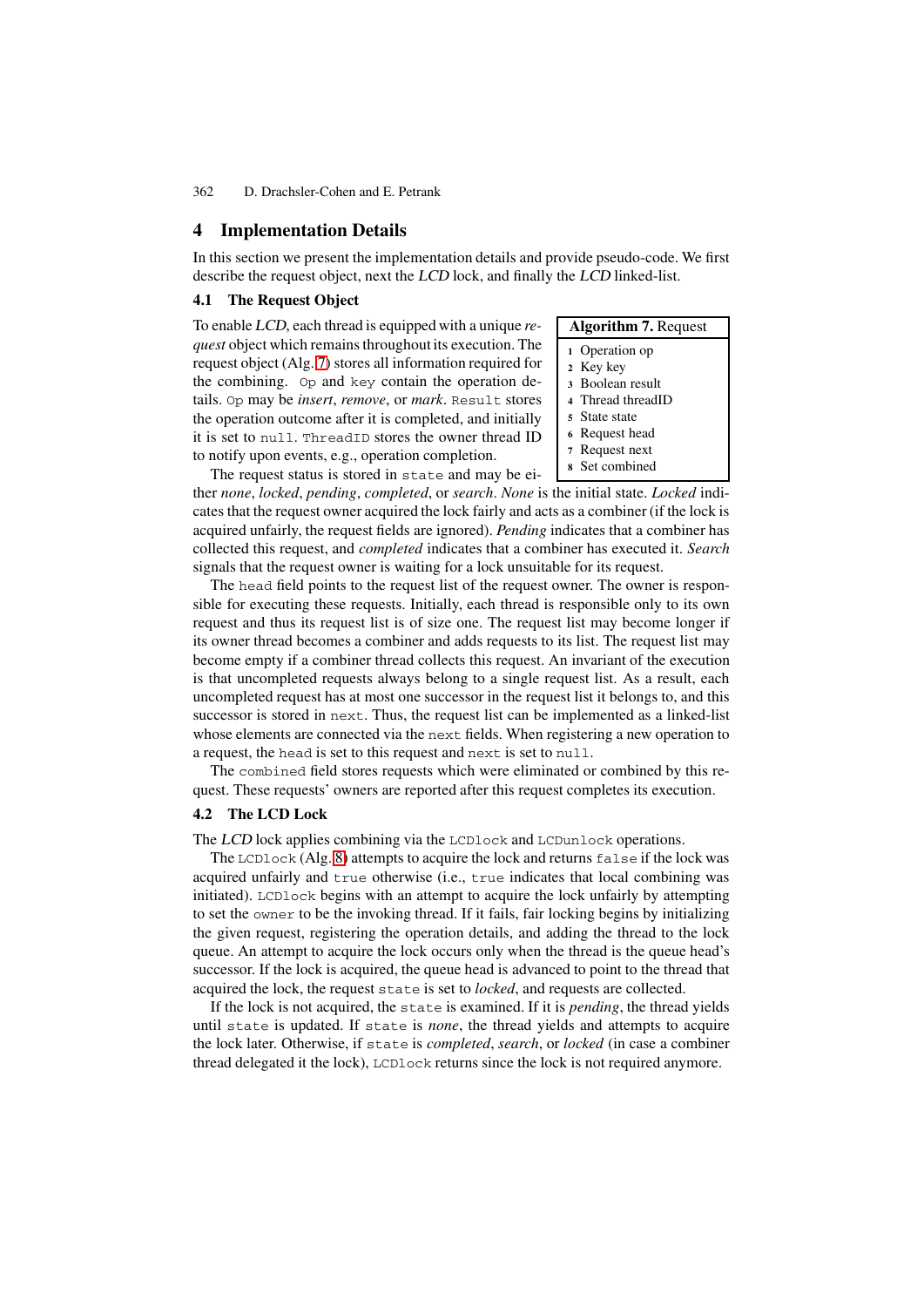## 4 Implementation Details

In this section we present the implementation details and provide pseudo-code. We first describe the request object, next the *LCD* lock, and finally the *LCD* linked-list.

### 4.1 The Request Object

To enable *LCD*, each thread is equipped with a unique *request* object which remains throughout its execution. The request object (Alg. 7) stores all information required for the combining. `Op` and `key` contain the operation details. `Op` may be *insert*, *remove*, or *mark*. `Result` stores the operation outcome after it is completed, and initially it is set to `null`. `ThreadID` stores the owner thread ID to notify upon events, e.g., operation completion.

**Algorithm 7.** Request

```
1 Operation op
2 Key key
3 Boolean result
4 Thread threadID
5 State state
6 Request head
7 Request next
8 Set combined
```

The request status is stored in `state` and may be either *none*, *locked*, *pending*, *completed*, or *search*. *None* is the initial state. *Locked* indicates that the request owner acquired the lock fairly and acts as a combiner (if the lock is acquired unfairly, the request fields are ignored). *Pending* indicates that a combiner has collected this request, and *completed* indicates that a combiner has executed it. *Search* signals that the request owner is waiting for a lock unsuitable for its request.

The `head` field points to the request list of the request owner. The owner is responsible for executing these requests. Initially, each thread is responsible only to its own request and thus its request list is of size one. The request list may become longer if its owner thread becomes a combiner and adds requests to its list. The request list may become empty if a combiner thread collects this request. An invariant of the execution is that uncompleted requests always belong to a single request list. As a result, each uncompleted request has at most one successor in the request list it belongs to, and this successor is stored in `next`. Thus, the request list can be implemented as a linked-list whose elements are connected via the `next` fields. When registering a new operation to a request, the `head` is set to this request and `next` is set to `null`.

The `combined` field stores requests which were eliminated or combined by this request. These requests' owners are reported after this request completes its execution.

### 4.2 The LCD Lock

The *LCD* lock applies combining via the `LCDlock` and `LCDunlock` operations.

The `LCDlock` (Alg. 8) attempts to acquire the lock and returns `false` if the lock was acquired unfairly and `true` otherwise (i.e., `true` indicates that local combining was initiated). `LCDlock` begins with an attempt to acquire the lock unfairly by attempting to set the `owner` to be the invoking thread. If it fails, fair locking begins by initializing the given request, registering the operation details, and adding the thread to the lock queue. An attempt to acquire the lock occurs only when the thread is the queue head's successor. If the lock is acquired, the queue head is advanced to point to the thread that acquired the lock, the request `state` is set to *locked*, and requests are collected.

If the lock is not acquired, the `state` is examined. If it is *pending*, the thread yields until `state` is updated. If `state` is *none*, the thread yields and attempts to acquire the lock later. Otherwise, if `state` is *completed*, *search*, or *locked* (in case a combiner thread delegated it the lock), `LCDlock` returns since the lock is not required anymore.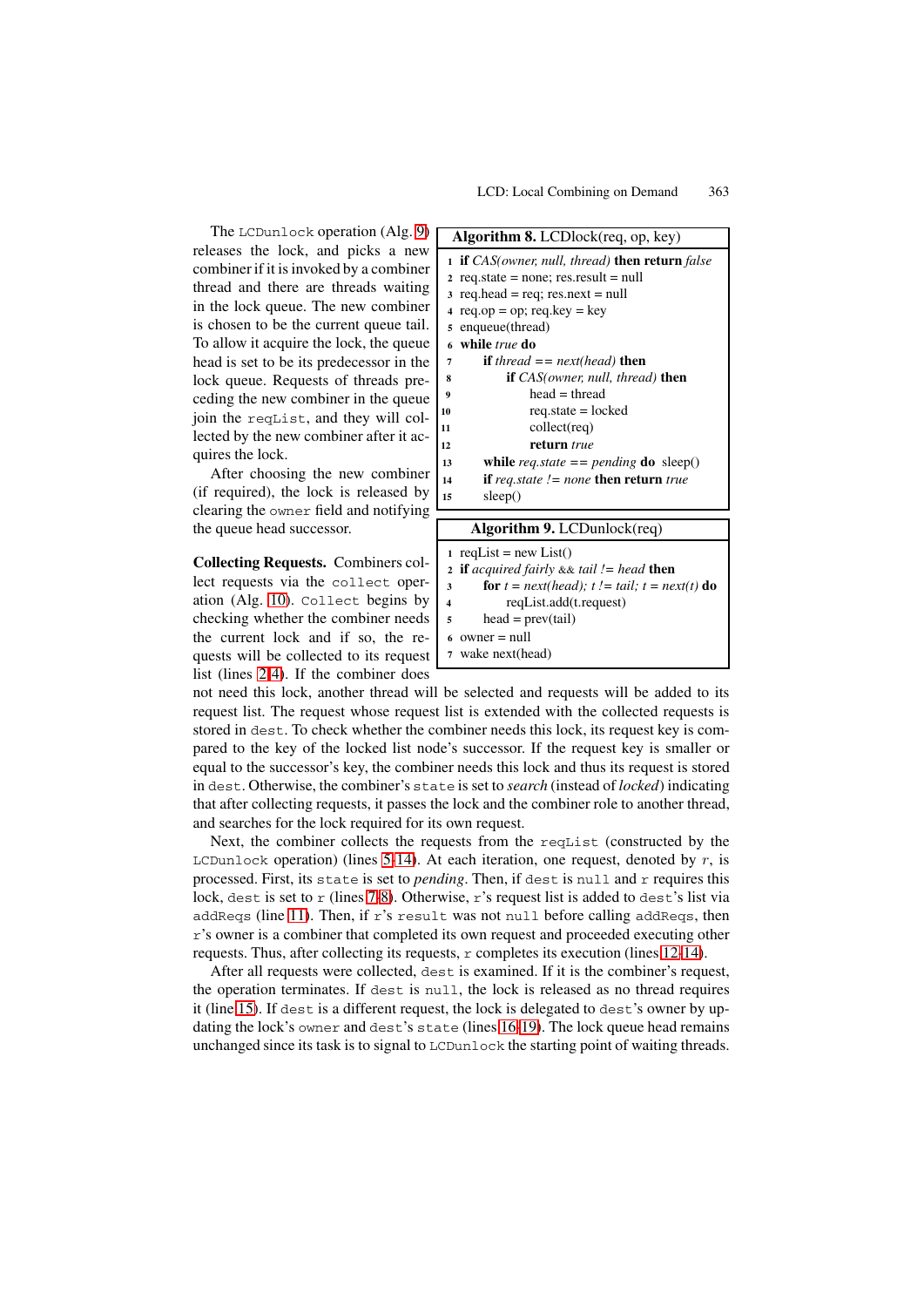The `LCDunlock` operation (Alg. 9) releases the lock, and picks a new combiner if it is invoked by a combiner thread and there are threads waiting in the lock queue. The new combiner is chosen to be the current queue tail. To allow it acquire the lock, the queue head is set to be its predecessor in the lock queue. Requests of threads preceding the new combiner in the queue join the `reqList`, and they will collected by the new combiner after it acquires the lock.

After choosing the new combiner (if required), the lock is released by clearing the `owner` field and notifying the queue head successor.

**Algorithm 8.** LCDlock(req, op, key)

```
1  if CAS(owner, null, thread) then return false
2  req.state = none; res.result = null
3  req.head = req; res.next = null
4  req.op = op; req.key = key
5  enqueue(thread)
6  while true do
7      if thread == next(head) then
8          if CAS(owner, null, thread) then
9              head = thread
10             req.state = locked
11             collect(req)
12             return true
13     while req.state == pending do sleep()
14     if req.state != none then return true
15     sleep()
```

**Algorithm 9.** LCDunlock(req)

```
1  reqList = new List()
2  if acquired fairly && tail != head then
3      for t = next(head); t != tail; t = next(t) do
4          reqList.add(t.request)
5      head = prev(tail)
6  owner = null
7  wake next(head)
```

**Collecting Requests.** Combiners collect requests via the `collect` operation (Alg. 10). `Collect` begins by checking whether the combiner needs the current lock and if so, the requests will be collected to its request list (lines 2-4). If the combiner does not need this lock, another thread will be selected and requests will be added to its request list. The request whose request list is extended with the collected requests is stored in `dest`. To check whether the combiner needs this lock, its request key is compared to the key of the locked list node's successor. If the request key is smaller or equal to the successor's key, the combiner needs this lock and thus its request is stored in `dest`. Otherwise, the combiner's `state` is set to *search* (instead of *locked*) indicating that after collecting requests, it passes the lock and the combiner role to another thread, and searches for the lock required for its own request.

Next, the combiner collects the requests from the `reqList` (constructed by the `LCDunlock` operation) (lines 5-14). At each iteration, one request, denoted by $r$, is processed. First, its `state` is set to *pending*. Then, if `dest` is `null` and `r` requires this lock, `dest` is set to `r` (lines 7-8). Otherwise, `r`'s request list is added to `dest`'s list via `addReqs` (line 11). Then, if `r`'s `result` was not `null` before calling `addReqs`, then `r`'s owner is a combiner that completed its own request and proceeded executing other requests. Thus, after collecting its requests, `r` completes its execution (lines 12-14).

After all requests were collected, `dest` is examined. If it is the combiner's request, the operation terminates. If `dest` is `null`, the lock is released as no thread requires it (line 15). If `dest` is a different request, the lock is delegated to `dest`'s owner by updating the lock's `owner` and `dest`'s `state` (lines 16-19). The lock queue head remains unchanged since its task is to signal to `LCDunlock` the starting point of waiting threads.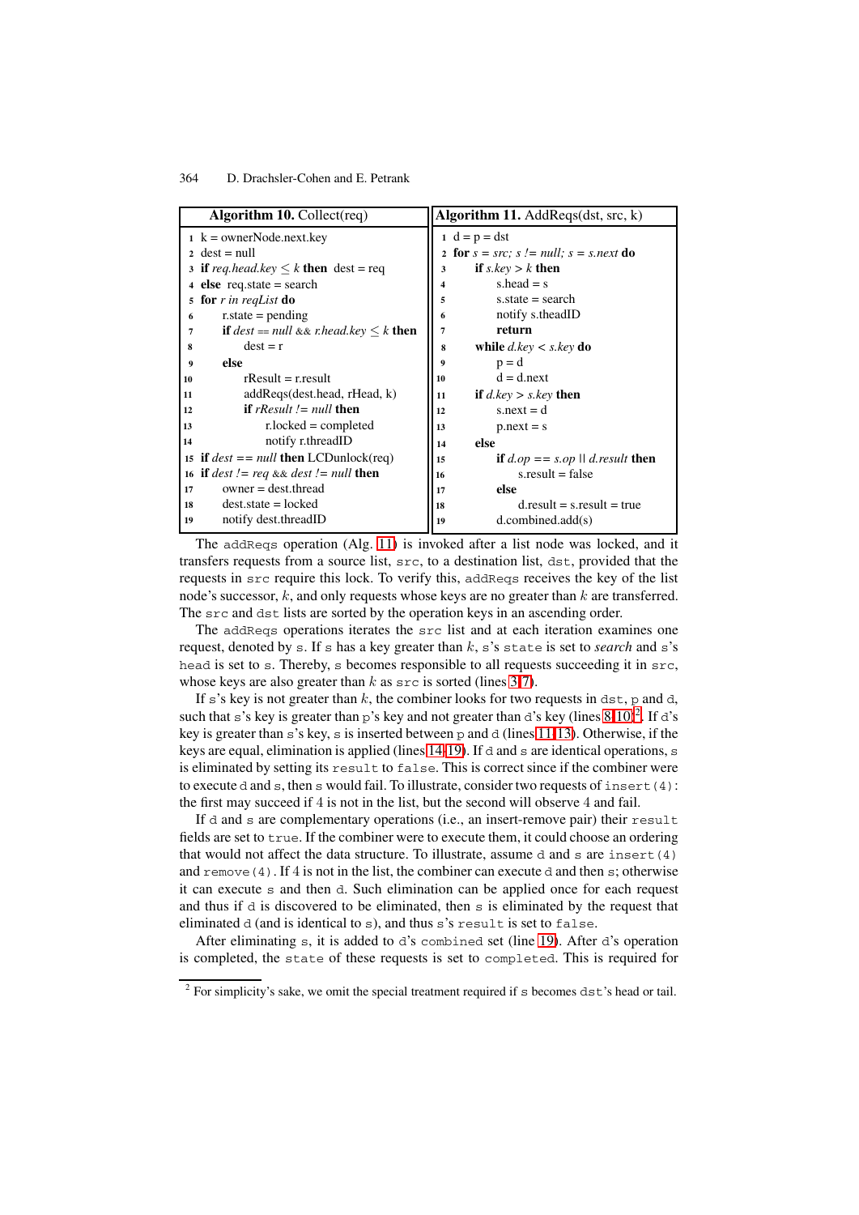**Algorithm 10.** Collect(req)

```
1  k = ownerNode.next.key
2  dest = null
3  if req.head.key ≤ k then  dest = req
4  else  req.state = search
5  for r in reqList do
6      r.state = pending
7      if dest == null && r.head.key ≤ k then
8          dest = r
9      else
10         rResult = r.result
11         addReqs(dest.head, rHead, k)
12         if rResult != null then
13             r.locked = completed
14             notify r.threadID
15 if dest == null then LCDunlock(req)
16 if dest != req && dest != null then
17     owner = dest.thread
18     dest.state = locked
19     notify dest.threadID
```

**Algorithm 11.** AddReqs(dst, src, k)

```
1  d = p = dst
2  for s = src; s != null; s = s.next do
3      if s.key > k then
4          s.head = s
5          s.state = search
6          notify s.theadID
7          return
8      while d.key < s.key do
9          p = d
10         d = d.next
11     if d.key > s.key then
12         s.next = d
13         p.next = s
14     else
15         if d.op == s.op || d.result then
16             s.result = false
17         else
18             d.result = s.result = true
19         d.combined.add(s)
```

The addReqs operation (Alg. 11) is invoked after a list node was locked, and it transfers requests from a source list, src, to a destination list, dst, provided that the requests in src require this lock. To verify this, addReqs receives the key of the list node's successor, $k$, and only requests whose keys are no greater than $k$ are transferred. The src and dst lists are sorted by the operation keys in an ascending order.

The addReqs operations iterates the src list and at each iteration examines one request, denoted by s. If s has a key greater than $k$, s's state is set to *search* and s's head is set to s. Thereby, s becomes responsible to all requests succeeding it in src, whose keys are also greater than $k$ as src is sorted (lines 3-7).

If s's key is not greater than $k$, the combiner looks for two requests in dst, p and d, such that s's key is greater than p's key and not greater than d's key (lines 8-10)[2]. If d's key is greater than s's key, s is inserted between p and d (lines 11-13). Otherwise, if the keys are equal, elimination is applied (lines 14-19). If d and s are identical operations, s is eliminated by setting its result to false. This is correct since if the combiner were to execute d and s, then s would fail. To illustrate, consider two requests of insert(4): the first may succeed if 4 is not in the list, but the second will observe 4 and fail.

If d and s are complementary operations (i.e., an insert-remove pair) their result fields are set to true. If the combiner were to execute them, it could choose an ordering that would not affect the data structure. To illustrate, assume d and s are insert(4) and remove(4). If 4 is not in the list, the combiner can execute d and then s; otherwise it can execute s and then d. Such elimination can be applied once for each request and thus if d is discovered to be eliminated, then s is eliminated by the request that eliminated d (and is identical to s), and thus s's result is set to false.

After eliminating s, it is added to d's combined set (line 19). After d's operation is completed, the state of these requests is set to completed. This is required for

[2] For simplicity's sake, we omit the special treatment required if s becomes dst's head or tail.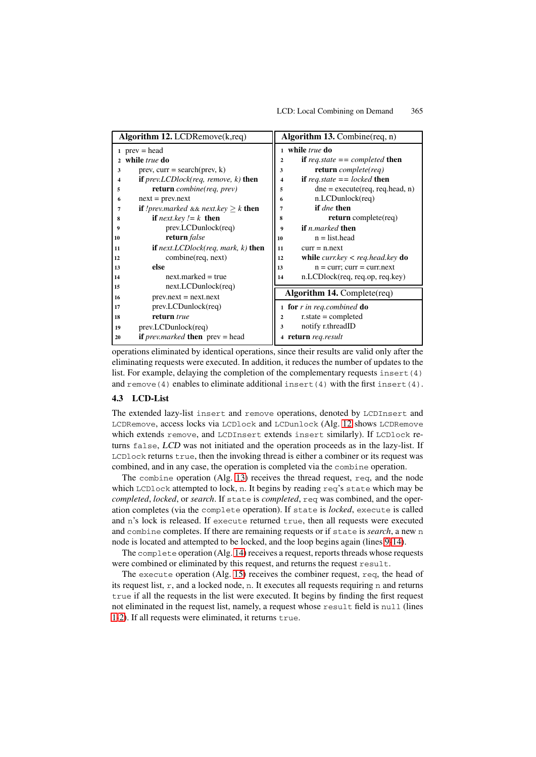**Algorithm 12.** LCDRemove(k,req)

```
1  prev = head
2  while true do
3      prev, curr = search(prev, k)
4      if prev.LCDlock(req, remove, k) then
5          return combine(req, prev)
6      next = prev.next
7      if !prev.marked && next.key ≥ k then
8          if next.key != k then
9              prev.LCDunlock(req)
10             return false
11         if next.LCDlock(req, mark, k) then
12             combine(req, next)
13         else
14             next.marked = true
15             next.LCDunlock(req)
16         prev.next = next.next
17         prev.LCDunlock(req)
18         return true
19     prev.LCDunlock(req)
20     if prev.marked then prev = head
```

**Algorithm 13.** Combine(req, n)

```
1  while true do
2      if req.state == completed then
3          return complete(req)
4      if req.state == locked then
5          dne = execute(req, req.head, n)
6          n.LCDunlock(req)
7          if dne then
8              return complete(req)
9      if n.marked then
10         n = list.head
11     curr = n.next
12     while curr.key < req.head.key do
13         n = curr; curr = curr.next
14     n.LCDlock(req, req.op, req.key)
```

**Algorithm 14.** Complete(req)

```
1  for r in req.combined do
2      r.state = completed
3      notify r.threadID
4  return req.result
```

operations eliminated by identical operations, since their results are valid only after the eliminating requests were executed. In addition, it reduces the number of updates to the list. For example, delaying the completion of the complementary requests `insert(4)` and `remove(4)` enables to eliminate additional `insert(4)` with the first `insert(4)`.

### 4.3 LCD-List

The extended lazy-list `insert` and `remove` operations, denoted by `LCDInsert` and `LCDRemove`, access locks via `LCDlock` and `LCDunlock` (Alg. 12 shows `LCDRemove` which extends `remove`, and `LCDInsert` extends `insert` similarly). If `LCDlock` returns `false`, *LCD* was not initiated and the operation proceeds as in the lazy-list. If `LCDlock` returns `true`, then the invoking thread is either a combiner or its request was combined, and in any case, the operation is completed via the `combine` operation.

The `combine` operation (Alg. 13) receives the thread request, `req`, and the node which `LCDlock` attempted to lock, `n`. It begins by reading `req`'s `state` which may be *completed*, *locked*, or *search*. If `state` is *completed*, `req` was combined, and the operation completes (via the `complete` operation). If `state` is *locked*, `execute` is called and `n`'s lock is released. If `execute` returned `true`, then all requests were executed and `combine` completes. If there are remaining requests or if `state` is *search*, a new `n` node is located and attempted to be locked, and the loop begins again (lines 9-14).

The `complete` operation (Alg. 14) receives a request, reports threads whose requests were combined or eliminated by this request, and returns the request `result`.

The `execute` operation (Alg. 15) receives the combiner request, `req`, the head of its request list, `r`, and a locked node, `n`. It executes all requests requiring `n` and returns `true` if all the requests in the list were executed. It begins by finding the first request not eliminated in the request list, namely, a request whose `result` field is `null` (lines 1-2). If all requests were eliminated, it returns `true`.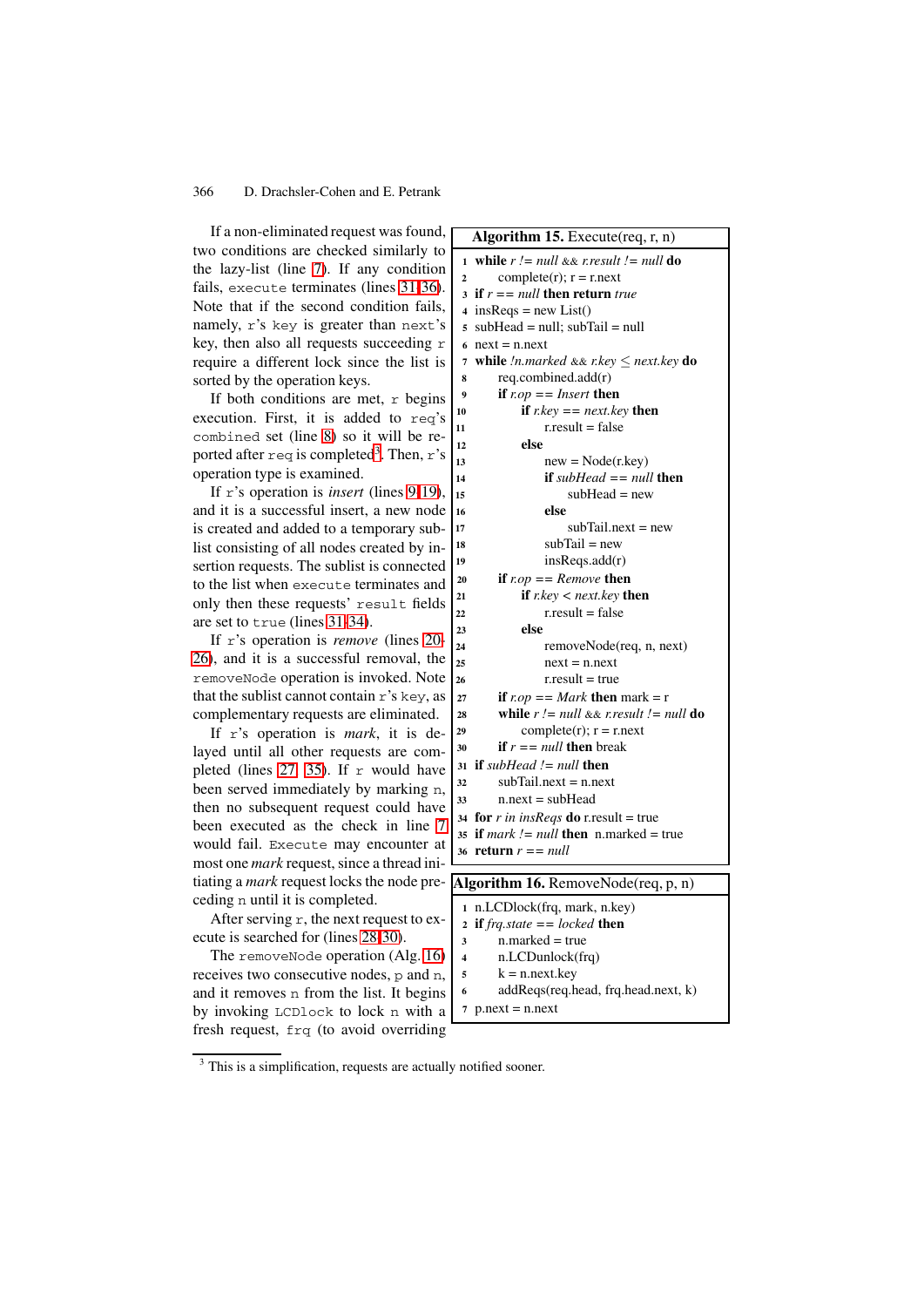If a non-eliminated request was found, two conditions are checked similarly to the lazy-list (line 7). If any condition fails, `execute` terminates (lines 31–36). Note that if the second condition fails, namely, `r`'s `key` is greater than `next`'s key, then also all requests succeeding `r` require a different lock since the list is sorted by the operation keys.

If both conditions are met, `r` begins execution. First, it is added to `req`'s `combined` set (line 8) so it will be reported after `req` is completed[3]. Then, `r`'s operation type is examined.

If `r`'s operation is *insert* (lines 9–19), and it is a successful insert, a new node is created and added to a temporary sublist consisting of all nodes created by insertion requests. The sublist is connected to the list when `execute` terminates and only then these requests' `result` fields are set to `true` (lines 31–34).

If `r`'s operation is *remove* (lines 20–26), and it is a successful removal, the `removeNode` operation is invoked. Note that the sublist cannot contain `r`'s `key`, as complementary requests are eliminated.

If `r`'s operation is *mark*, it is delayed until all other requests are completed (lines 27, 35). If `r` would have been served immediately by marking `n`, then no subsequent request could have been executed as the check in line 7 would fail. `Execute` may encounter at most one *mark* request, since a thread initiating a *mark* request locks the node preceding `n` until it is completed.

After serving `r`, the next request to execute is searched for (lines 28–30).

The `removeNode` operation (Alg. 16) receives two consecutive nodes, `p` and `n`, and it removes `n` from the list. It begins by invoking `LCDlock` to lock `n` with a fresh request, `frq` (to avoid overriding

**Algorithm 15.** Execute(req, r, n)

```
1  while r != null && r.result != null do
2      complete(r); r = r.next
3  if r == null then return true
4  insReqs = new List()
5  subHead = null; subTail = null
6  next = n.next
7  while !n.marked && r.key ≤ next.key do
8      req.combined.add(r)
9      if r.op == Insert then
10         if r.key == next.key then
11             r.result = false
12         else
13             new = Node(r.key)
14             if subHead == null then
15                 subHead = new
16             else
17                 subTail.next = new
18             subTail = new
19             insReqs.add(r)
20     if r.op == Remove then
21         if r.key < next.key then
22             r.result = false
23         else
24             removeNode(req, n, next)
25             next = n.next
26             r.result = true
27     if r.op == Mark then mark = r
28     while r != null && r.result != null do
29         complete(r); r = r.next
30     if r == null then break
31 if subHead != null then
32     subTail.next = n.next
33     n.next = subHead
34 for r in insReqs do r.result = true
35 if mark != null then  n.marked = true
36 return r == null
```

**Algorithm 16.** RemoveNode(req, p, n)

```
1  n.LCDlock(frq, mark, n.key)
2  if frq.state == locked then
3      n.marked = true
4      n.LCDunlock(frq)
5      k = n.next.key
6      addReqs(req.head, frq.head.next, k)
7  p.next = n.next
```

[3] This is a simplification, requests are actually notified sooner.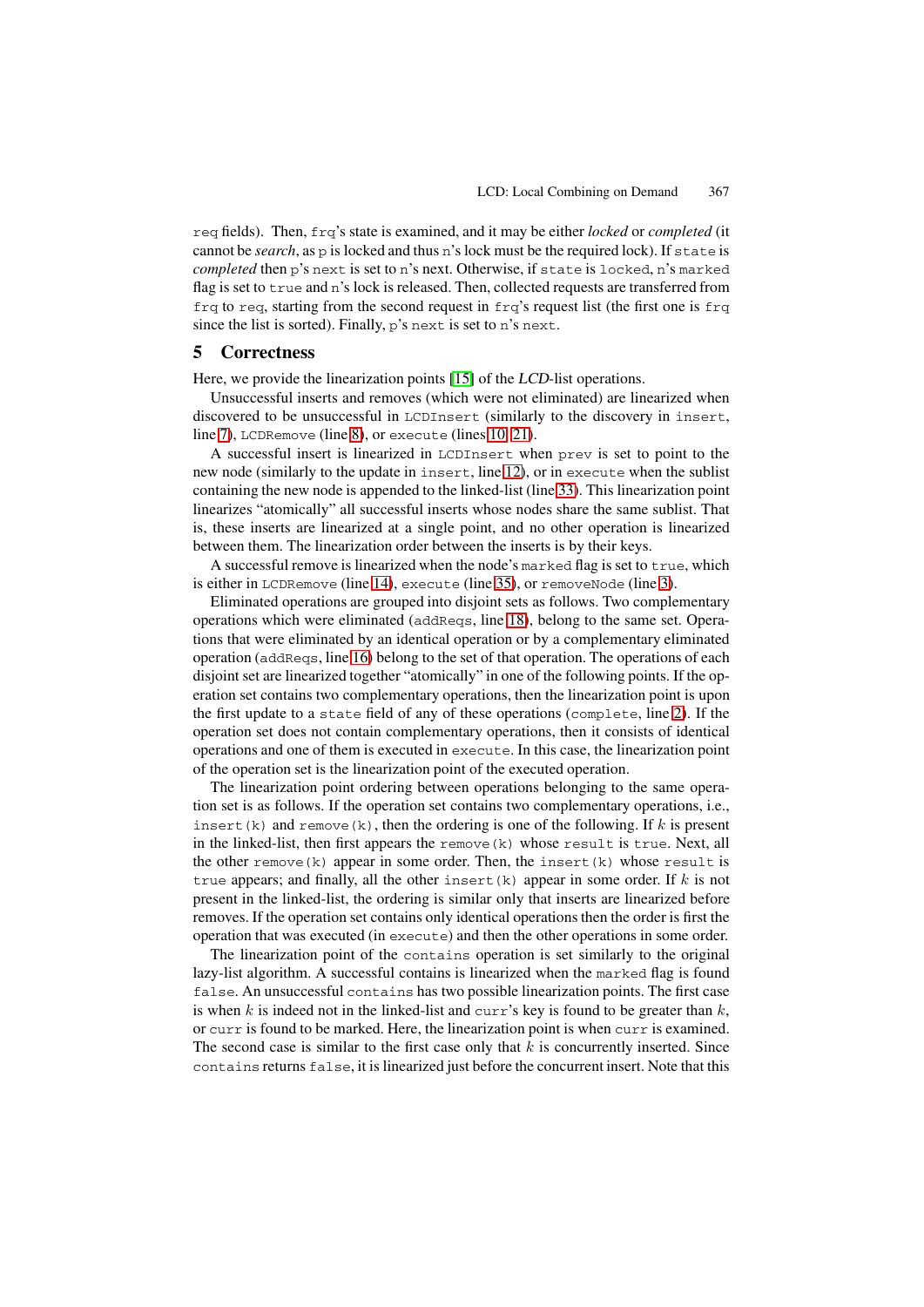req fields). Then, frq's state is examined, and it may be either *locked* or *completed* (it cannot be *search*, as p is locked and thus n's lock must be the required lock). If state is *completed* then p's next is set to n's next. Otherwise, if state is locked, n's marked flag is set to true and n's lock is released. Then, collected requests are transferred from frq to req, starting from the second request in frq's request list (the first one is frq since the list is sorted). Finally, p's next is set to n's next.

## 5 Correctness

Here, we provide the linearization points [15] of the *LCD*-list operations.

Unsuccessful inserts and removes (which were not eliminated) are linearized when discovered to be unsuccessful in LCDInsert (similarly to the discovery in insert, line 7), LCDRemove (line 8), or execute (lines 10, 21).

A successful insert is linearized in LCDInsert when prev is set to point to the new node (similarly to the update in insert, line 12), or in execute when the sublist containing the new node is appended to the linked-list (line 33). This linearization point linearizes "atomically" all successful inserts whose nodes share the same sublist. That is, these inserts are linearized at a single point, and no other operation is linearized between them. The linearization order between the inserts is by their keys.

A successful remove is linearized when the node's marked flag is set to true, which is either in LCDRemove (line 14), execute (line 35), or removeNode (line 3).

Eliminated operations are grouped into disjoint sets as follows. Two complementary operations which were eliminated (addReqs, line 18), belong to the same set. Operations that were eliminated by an identical operation or by a complementary eliminated operation (addReqs, line 16) belong to the set of that operation. The operations of each disjoint set are linearized together "atomically" in one of the following points. If the operation set contains two complementary operations, then the linearization point is upon the first update to a state field of any of these operations (complete, line 2). If the operation set does not contain complementary operations, then it consists of identical operations and one of them is executed in execute. In this case, the linearization point of the operation set is the linearization point of the executed operation.

The linearization point ordering between operations belonging to the same operation set is as follows. If the operation set contains two complementary operations, i.e., insert(k) and remove(k), then the ordering is one of the following. If $k$ is present in the linked-list, then first appears the remove(k) whose result is true. Next, all the other remove(k) appear in some order. Then, the insert(k) whose result is true appears; and finally, all the other insert(k) appear in some order. If $k$ is not present in the linked-list, the ordering is similar only that inserts are linearized before removes. If the operation set contains only identical operations then the order is first the operation that was executed (in execute) and then the other operations in some order.

The linearization point of the contains operation is set similarly to the original lazy-list algorithm. A successful contains is linearized when the marked flag is found false. An unsuccessful contains has two possible linearization points. The first case is when $k$ is indeed not in the linked-list and curr's key is found to be greater than $k$, or curr is found to be marked. Here, the linearization point is when curr is examined. The second case is similar to the first case only that $k$ is concurrently inserted. Since contains returns false, it is linearized just before the concurrent insert. Note that this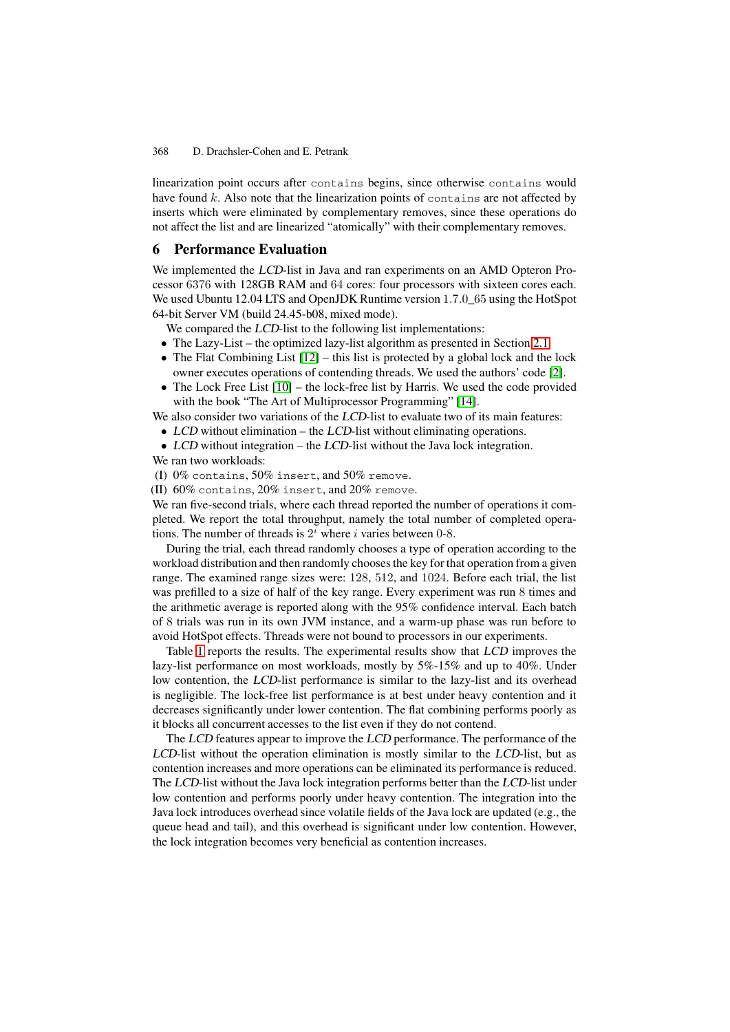linearization point occurs after `contains` begins, since otherwise `contains` would have found $k$. Also note that the linearization points of `contains` are not affected by inserts which were eliminated by complementary removes, since these operations do not affect the list and are linearized "atomically" with their complementary removes.

## 6 Performance Evaluation

We implemented the *LCD*-list in Java and ran experiments on an AMD Opteron Processor 6376 with 128GB RAM and 64 cores: four processors with sixteen cores each. We used Ubuntu 12.04 LTS and OpenJDK Runtime version 1.7.0_65 using the HotSpot 64-bit Server VM (build 24.45-b08, mixed mode).

We compared the *LCD*-list to the following list implementations:

- The Lazy-List – the optimized lazy-list algorithm as presented in Section 2.1.
- The Flat Combining List [12] – this list is protected by a global lock and the lock owner executes operations of contending threads. We used the authors' code [2].
- The Lock Free List [10] – the lock-free list by Harris. We used the code provided with the book "The Art of Multiprocessor Programming" [14].

We also consider two variations of the *LCD*-list to evaluate two of its main features:

- *LCD* without elimination – the *LCD*-list without eliminating operations.
- *LCD* without integration – the *LCD*-list without the Java lock integration.

We ran two workloads:

(I) 0% `contains`, 50% `insert`, and 50% `remove`.
(II) 60% `contains`, 20% `insert`, and 20% `remove`.

We ran five-second trials, where each thread reported the number of operations it completed. We report the total throughput, namely the total number of completed operations. The number of threads is $2^i$ where $i$ varies between 0-8.

During the trial, each thread randomly chooses a type of operation according to the workload distribution and then randomly chooses the key for that operation from a given range. The examined range sizes were: 128, 512, and 1024. Before each trial, the list was prefilled to a size of half of the key range. Every experiment was run 8 times and the arithmetic average is reported along with the 95% confidence interval. Each batch of 8 trials was run in its own JVM instance, and a warm-up phase was run before to avoid HotSpot effects. Threads were not bound to processors in our experiments.

Table 1 reports the results. The experimental results show that *LCD* improves the lazy-list performance on most workloads, mostly by 5%-15% and up to 40%. Under low contention, the *LCD*-list performance is similar to the lazy-list and its overhead is negligible. The lock-free list performance is at best under heavy contention and it decreases significantly under lower contention. The flat combining performs poorly as it blocks all concurrent accesses to the list even if they do not contend.

The *LCD* features appear to improve the *LCD* performance. The performance of the *LCD*-list without the operation elimination is mostly similar to the *LCD*-list, but as contention increases and more operations can be eliminated its performance is reduced. The *LCD*-list without the Java lock integration performs better than the *LCD*-list under low contention and performs poorly under heavy contention. The integration into the Java lock introduces overhead since volatile fields of the Java lock are updated (e.g., the queue head and tail), and this overhead is significant under low contention. However, the lock integration becomes very beneficial as contention increases.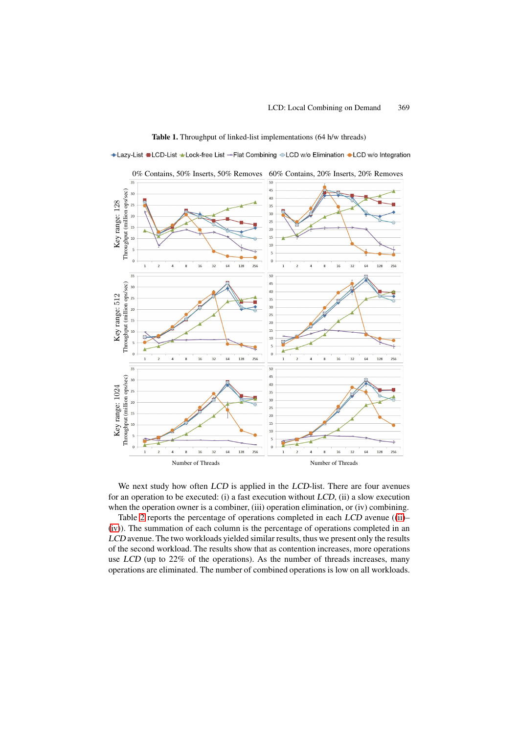**Table 1.** Throughput of linked-list implementations (64 h/w threads)

We next study how often *LCD* is applied in the *LCD*-list. There are four avenues for an operation to be executed: (i) a fast execution without *LCD*, (ii) a slow execution when the operation owner is a combiner, (iii) operation elimination, or (iv) combining.

Table 2 reports the percentage of operations completed in each *LCD* avenue ((ii)–(iv)). The summation of each column is the percentage of operations completed in an *LCD* avenue. The two workloads yielded similar results, thus we present only the results of the second workload. The results show that as contention increases, more operations use *LCD* (up to 22% of the operations). As the number of threads increases, many operations are eliminated. The number of combined operations is low on all workloads.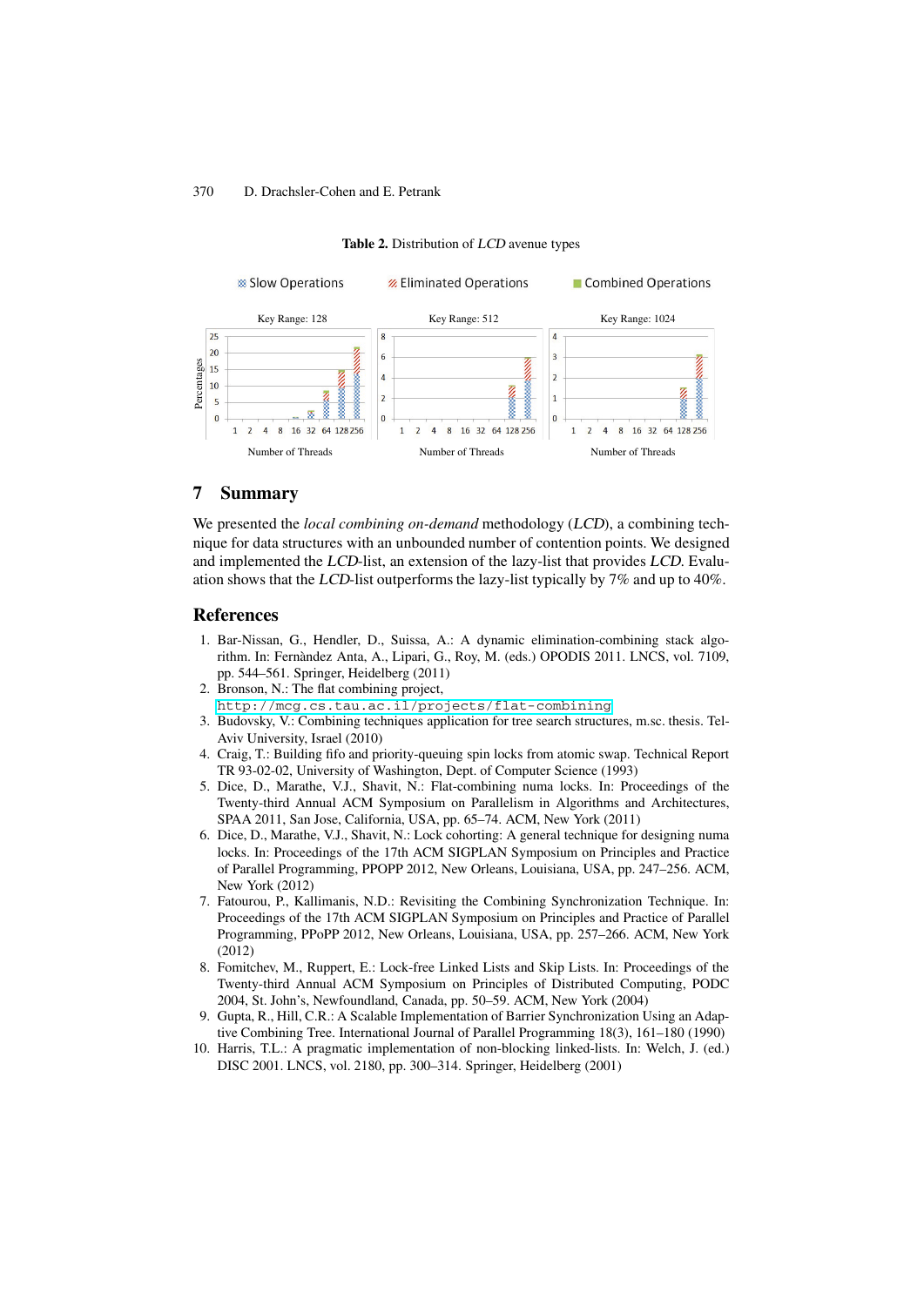**Table 2.** Distribution of *LCD* avenue types

## 7 Summary

We presented the *local combining on-demand* methodology (*LCD*), a combining technique for data structures with an unbounded number of contention points. We designed and implemented the *LCD*-list, an extension of the lazy-list that provides *LCD*. Evaluation shows that the *LCD*-list outperforms the lazy-list typically by 7% and up to 40%.

## References

1. Bar-Nissan, G., Hendler, D., Suissa, A.: A dynamic elimination-combining stack algorithm. In: Fernàndez Anta, A., Lipari, G., Roy, M. (eds.) OPODIS 2011. LNCS, vol. 7109, pp. 544–561. Springer, Heidelberg (2011)
2. Bronson, N.: The flat combining project, http://mcg.cs.tau.ac.il/projects/flat-combining
3. Budovsky, V.: Combining techniques application for tree search structures, m.sc. thesis. Tel-Aviv University, Israel (2010)
4. Craig, T.: Building fifo and priority-queuing spin locks from atomic swap. Technical Report TR 93-02-02, University of Washington, Dept. of Computer Science (1993)
5. Dice, D., Marathe, V.J., Shavit, N.: Flat-combining numa locks. In: Proceedings of the Twenty-third Annual ACM Symposium on Parallelism in Algorithms and Architectures, SPAA 2011, San Jose, California, USA, pp. 65–74. ACM, New York (2011)
6. Dice, D., Marathe, V.J., Shavit, N.: Lock cohorting: A general technique for designing numa locks. In: Proceedings of the 17th ACM SIGPLAN Symposium on Principles and Practice of Parallel Programming, PPOPP 2012, New Orleans, Louisiana, USA, pp. 247–256. ACM, New York (2012)
7. Fatourou, P., Kallimanis, N.D.: Revisiting the Combining Synchronization Technique. In: Proceedings of the 17th ACM SIGPLAN Symposium on Principles and Practice of Parallel Programming, PPoPP 2012, New Orleans, Louisiana, USA, pp. 257–266. ACM, New York (2012)
8. Fomitchev, M., Ruppert, E.: Lock-free Linked Lists and Skip Lists. In: Proceedings of the Twenty-third Annual ACM Symposium on Principles of Distributed Computing, PODC 2004, St. John's, Newfoundland, Canada, pp. 50–59. ACM, New York (2004)
9. Gupta, R., Hill, C.R.: A Scalable Implementation of Barrier Synchronization Using an Adaptive Combining Tree. International Journal of Parallel Programming 18(3), 161–180 (1990)
10. Harris, T.L.: A pragmatic implementation of non-blocking linked-lists. In: Welch, J. (ed.) DISC 2001. LNCS, vol. 2180, pp. 300–314. Springer, Heidelberg (2001)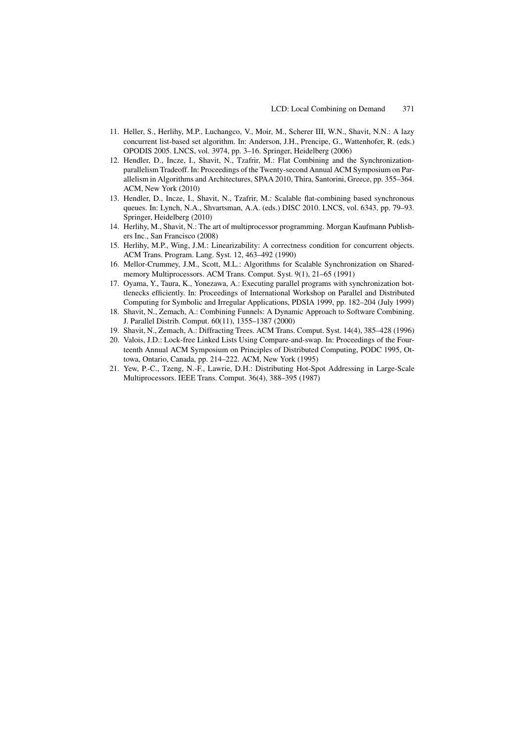11. Heller, S., Herlihy, M.P., Luchangco, V., Moir, M., Scherer III, W.N., Shavit, N.N.: A lazy concurrent list-based set algorithm. In: Anderson, J.H., Prencipe, G., Wattenhofer, R. (eds.) OPODIS 2005. LNCS, vol. 3974, pp. 3–16. Springer, Heidelberg (2006)
12. Hendler, D., Incze, I., Shavit, N., Tzafrir, M.: Flat Combining and the Synchronization-parallelism Tradeoff. In: Proceedings of the Twenty-second Annual ACM Symposium on Parallelism in Algorithms and Architectures, SPAA 2010, Thira, Santorini, Greece, pp. 355–364. ACM, New York (2010)
13. Hendler, D., Incze, I., Shavit, N., Tzafrir, M.: Scalable flat-combining based synchronous queues. In: Lynch, N.A., Shvartsman, A.A. (eds.) DISC 2010. LNCS, vol. 6343, pp. 79–93. Springer, Heidelberg (2010)
14. Herlihy, M., Shavit, N.: The art of multiprocessor programming. Morgan Kaufmann Publishers Inc., San Francisco (2008)
15. Herlihy, M.P., Wing, J.M.: Linearizability: A correctness condition for concurrent objects. ACM Trans. Program. Lang. Syst. 12, 463–492 (1990)
16. Mellor-Crummey, J.M., Scott, M.L.: Algorithms for Scalable Synchronization on Shared-memory Multiprocessors. ACM Trans. Comput. Syst. 9(1), 21–65 (1991)
17. Oyama, Y., Taura, K., Yonezawa, A.: Executing parallel programs with synchronization bottlenecks efficiently. In: Proceedings of International Workshop on Parallel and Distributed Computing for Symbolic and Irregular Applications, PDSIA 1999, pp. 182–204 (July 1999)
18. Shavit, N., Zemach, A.: Combining Funnels: A Dynamic Approach to Software Combining. J. Parallel Distrib. Comput. 60(11), 1355–1387 (2000)
19. Shavit, N., Zemach, A.: Diffracting Trees. ACM Trans. Comput. Syst. 14(4), 385–428 (1996)
20. Valois, J.D.: Lock-free Linked Lists Using Compare-and-swap. In: Proceedings of the Fourteenth Annual ACM Symposium on Principles of Distributed Computing, PODC 1995, Ottowa, Ontario, Canada, pp. 214–222. ACM, New York (1995)
21. Yew, P.-C., Tzeng, N.-F., Lawrie, D.H.: Distributing Hot-Spot Addressing in Large-Scale Multiprocessors. IEEE Trans. Comput. 36(4), 388–395 (1987)